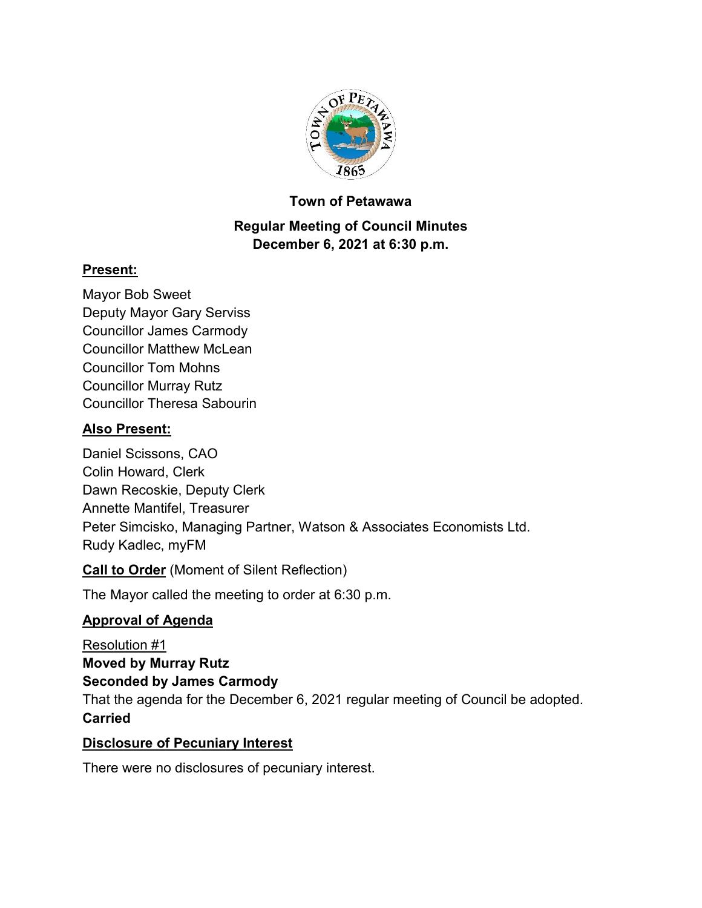**Town of Petawawa**

**Regular Meeting of Council Minutes**
**December 6, 2021 at 6:30 p.m.**

## Present:

Mayor Bob Sweet
Deputy Mayor Gary Serviss
Councillor James Carmody
Councillor Matthew McLean
Councillor Tom Mohns
Councillor Murray Rutz
Councillor Theresa Sabourin

## Also Present:

Daniel Scissons, CAO
Colin Howard, Clerk
Dawn Recoskie, Deputy Clerk
Annette Mantifel, Treasurer
Peter Simcisko, Managing Partner, Watson & Associates Economists Ltd.
Rudy Kadlec, myFM

**Call to Order** (Moment of Silent Reflection)

The Mayor called the meeting to order at 6:30 p.m.

## Approval of Agenda

Resolution #1
**Moved by Murray Rutz**
**Seconded by James Carmody**
That the agenda for the December 6, 2021 regular meeting of Council be adopted.
**Carried**

## Disclosure of Pecuniary Interest

There were no disclosures of pecuniary interest.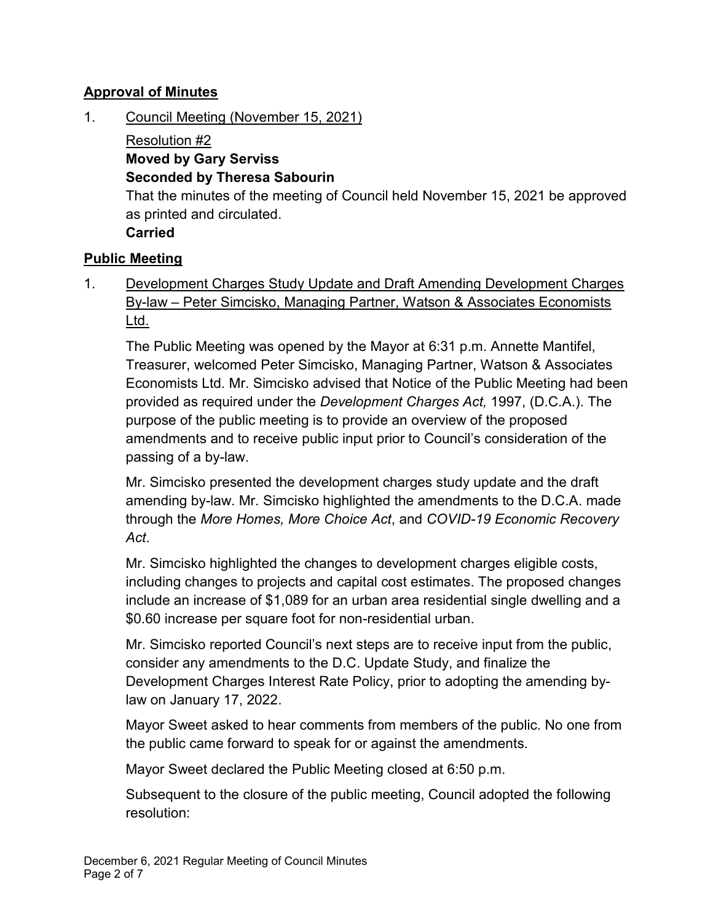## **Approval of Minutes**

1. Council Meeting (November 15, 2021)

   Resolution #2
   **Moved by Gary Serviss**
   **Seconded by Theresa Sabourin**
   That the minutes of the meeting of Council held November 15, 2021 be approved as printed and circulated.
   **Carried**

## **Public Meeting**

1. Development Charges Study Update and Draft Amending Development Charges By-law – Peter Simcisko, Managing Partner, Watson & Associates Economists Ltd.

   The Public Meeting was opened by the Mayor at 6:31 p.m. Annette Mantifel, Treasurer, welcomed Peter Simcisko, Managing Partner, Watson & Associates Economists Ltd. Mr. Simcisko advised that Notice of the Public Meeting had been provided as required under the *Development Charges Act,* 1997, (D.C.A.). The purpose of the public meeting is to provide an overview of the proposed amendments and to receive public input prior to Council's consideration of the passing of a by-law.

   Mr. Simcisko presented the development charges study update and the draft amending by-law. Mr. Simcisko highlighted the amendments to the D.C.A. made through the *More Homes, More Choice Act*, and *COVID-19 Economic Recovery Act*.

   Mr. Simcisko highlighted the changes to development charges eligible costs, including changes to projects and capital cost estimates. The proposed changes include an increase of $1,089 for an urban area residential single dwelling and a $0.60 increase per square foot for non-residential urban.

   Mr. Simcisko reported Council's next steps are to receive input from the public, consider any amendments to the D.C. Update Study, and finalize the Development Charges Interest Rate Policy, prior to adopting the amending by-law on January 17, 2022.

   Mayor Sweet asked to hear comments from members of the public. No one from the public came forward to speak for or against the amendments.

   Mayor Sweet declared the Public Meeting closed at 6:50 p.m.

   Subsequent to the closure of the public meeting, Council adopted the following resolution: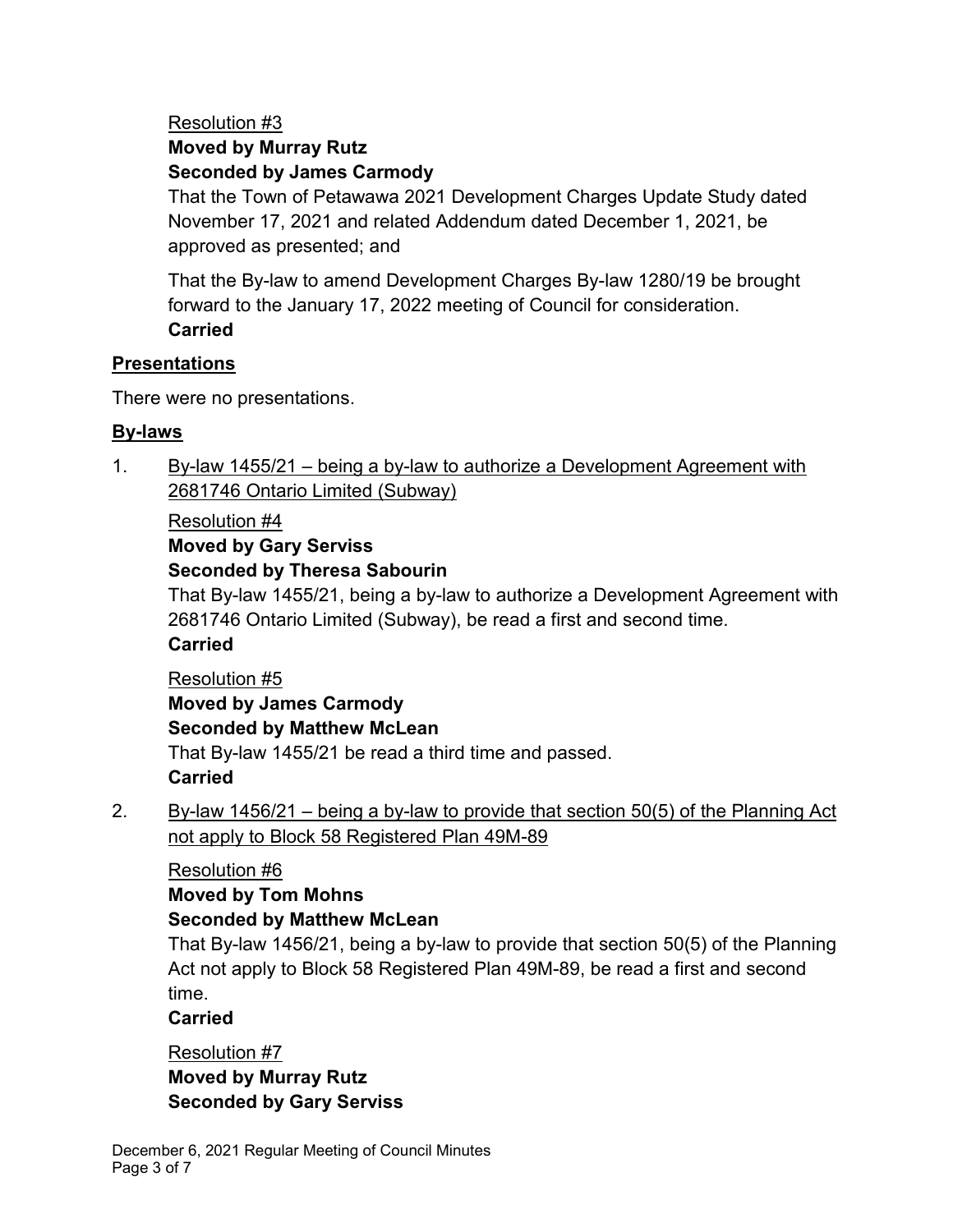Resolution #3

**Moved by Murray Rutz**

**Seconded by James Carmody**

That the Town of Petawawa 2021 Development Charges Update Study dated November 17, 2021 and related Addendum dated December 1, 2021, be approved as presented; and

That the By-law to amend Development Charges By-law 1280/19 be brought forward to the January 17, 2022 meeting of Council for consideration.

**Carried**

## Presentations

There were no presentations.

## By-laws

1. By-law 1455/21 – being a by-law to authorize a Development Agreement with 2681746 Ontario Limited (Subway)

   Resolution #4

   **Moved by Gary Serviss**

   **Seconded by Theresa Sabourin**

   That By-law 1455/21, being a by-law to authorize a Development Agreement with 2681746 Ontario Limited (Subway), be read a first and second time.

   **Carried**

   Resolution #5

   **Moved by James Carmody**

   **Seconded by Matthew McLean**

   That By-law 1455/21 be read a third time and passed.

   **Carried**

2. By-law 1456/21 – being a by-law to provide that section 50(5) of the Planning Act not apply to Block 58 Registered Plan 49M-89

   Resolution #6

   **Moved by Tom Mohns**

   **Seconded by Matthew McLean**

   That By-law 1456/21, being a by-law to provide that section 50(5) of the Planning Act not apply to Block 58 Registered Plan 49M-89, be read a first and second time.

   **Carried**

   Resolution #7

   **Moved by Murray Rutz**

   **Seconded by Gary Serviss**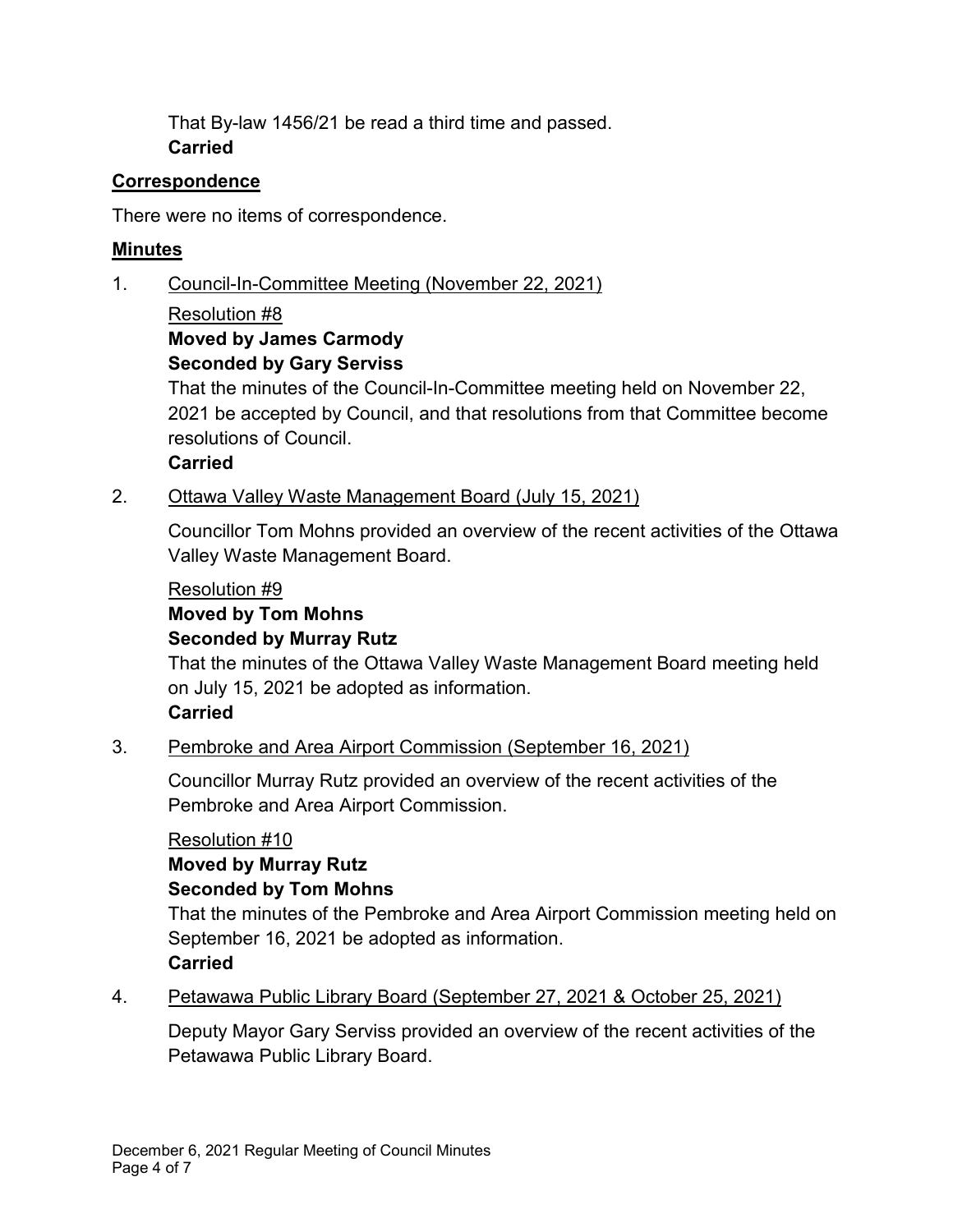That By-law 1456/21 be read a third time and passed.
**Carried**

## Correspondence

There were no items of correspondence.

## Minutes

1. Council-In-Committee Meeting (November 22, 2021)

   Resolution #8
   **Moved by James Carmody**
   **Seconded by Gary Serviss**
   That the minutes of the Council-In-Committee meeting held on November 22, 2021 be accepted by Council, and that resolutions from that Committee become resolutions of Council.
   **Carried**

2. Ottawa Valley Waste Management Board (July 15, 2021)

   Councillor Tom Mohns provided an overview of the recent activities of the Ottawa Valley Waste Management Board.

   Resolution #9
   **Moved by Tom Mohns**
   **Seconded by Murray Rutz**
   That the minutes of the Ottawa Valley Waste Management Board meeting held on July 15, 2021 be adopted as information.
   **Carried**

3. Pembroke and Area Airport Commission (September 16, 2021)

   Councillor Murray Rutz provided an overview of the recent activities of the Pembroke and Area Airport Commission.

   Resolution #10
   **Moved by Murray Rutz**
   **Seconded by Tom Mohns**
   That the minutes of the Pembroke and Area Airport Commission meeting held on September 16, 2021 be adopted as information.
   **Carried**

4. Petawawa Public Library Board (September 27, 2021 & October 25, 2021)

   Deputy Mayor Gary Serviss provided an overview of the recent activities of the Petawawa Public Library Board.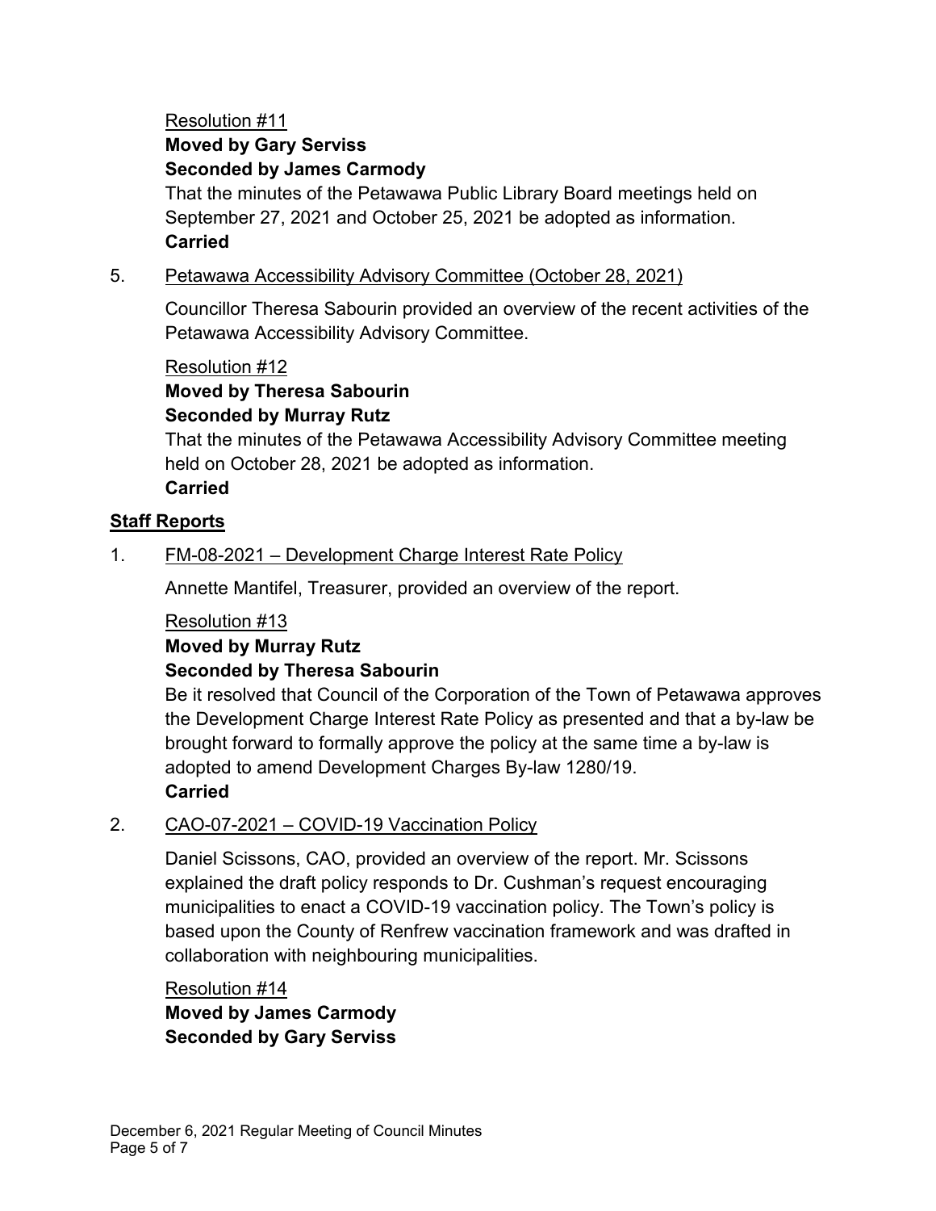Resolution #11

**Moved by Gary Serviss**

**Seconded by James Carmody**

That the minutes of the Petawawa Public Library Board meetings held on September 27, 2021 and October 25, 2021 be adopted as information.

**Carried**

5. Petawawa Accessibility Advisory Committee (October 28, 2021)

   Councillor Theresa Sabourin provided an overview of the recent activities of the Petawawa Accessibility Advisory Committee.

   Resolution #12

   **Moved by Theresa Sabourin**

   **Seconded by Murray Rutz**

   That the minutes of the Petawawa Accessibility Advisory Committee meeting held on October 28, 2021 be adopted as information.

   **Carried**

## Staff Reports

1. FM-08-2021 – Development Charge Interest Rate Policy

   Annette Mantifel, Treasurer, provided an overview of the report.

   Resolution #13

   **Moved by Murray Rutz**

   **Seconded by Theresa Sabourin**

   Be it resolved that Council of the Corporation of the Town of Petawawa approves the Development Charge Interest Rate Policy as presented and that a by-law be brought forward to formally approve the policy at the same time a by-law is adopted to amend Development Charges By-law 1280/19.

   **Carried**

2. CAO-07-2021 – COVID-19 Vaccination Policy

   Daniel Scissons, CAO, provided an overview of the report. Mr. Scissons explained the draft policy responds to Dr. Cushman's request encouraging municipalities to enact a COVID-19 vaccination policy. The Town's policy is based upon the County of Renfrew vaccination framework and was drafted in collaboration with neighbouring municipalities.

   Resolution #14

   **Moved by James Carmody**

   **Seconded by Gary Serviss**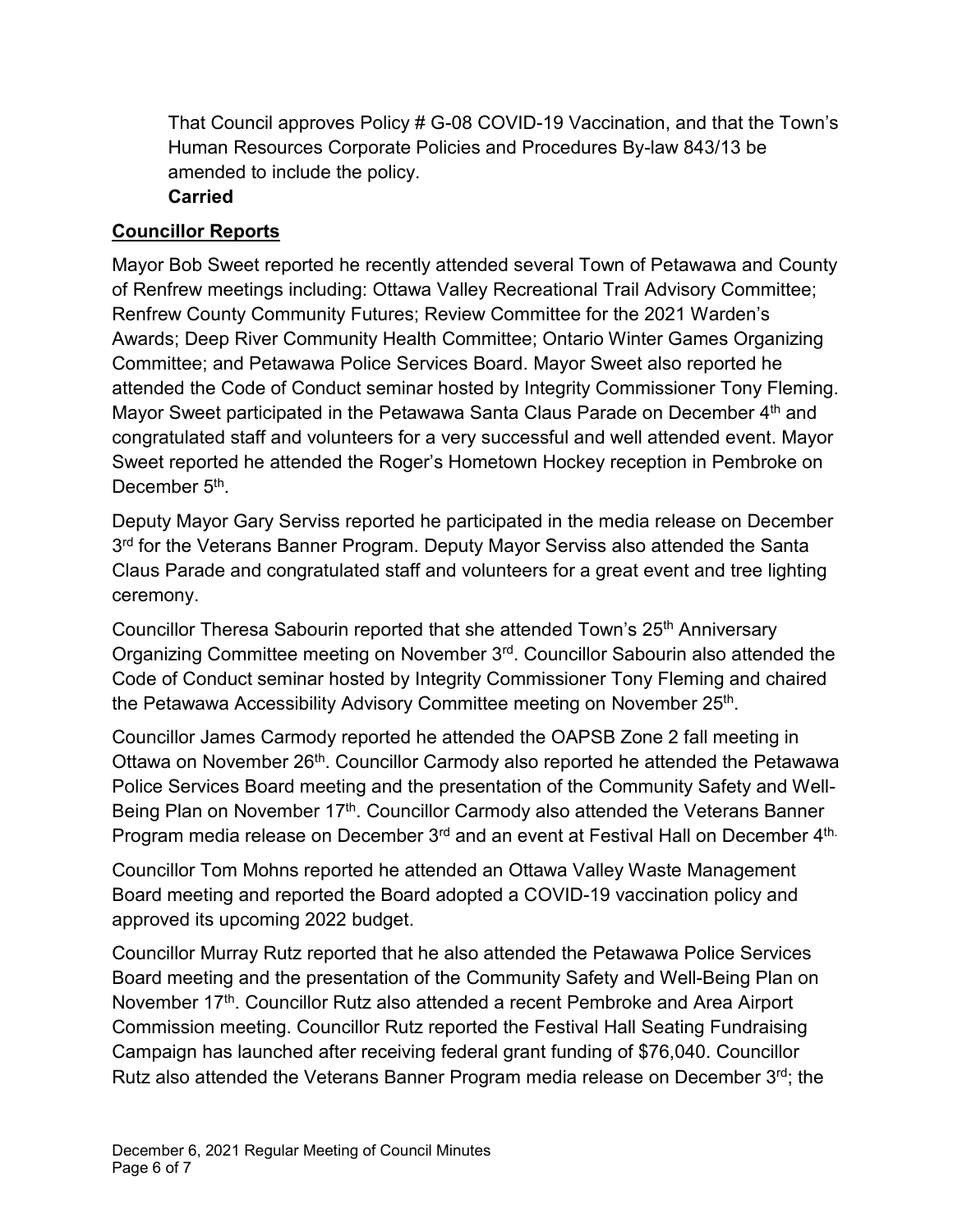That Council approves Policy # G-08 COVID-19 Vaccination, and that the Town's Human Resources Corporate Policies and Procedures By-law 843/13 be amended to include the policy.
**Carried**

## Councillor Reports

Mayor Bob Sweet reported he recently attended several Town of Petawawa and County of Renfrew meetings including: Ottawa Valley Recreational Trail Advisory Committee; Renfrew County Community Futures; Review Committee for the 2021 Warden's Awards; Deep River Community Health Committee; Ontario Winter Games Organizing Committee; and Petawawa Police Services Board. Mayor Sweet also reported he attended the Code of Conduct seminar hosted by Integrity Commissioner Tony Fleming. Mayor Sweet participated in the Petawawa Santa Claus Parade on December 4th and congratulated staff and volunteers for a very successful and well attended event. Mayor Sweet reported he attended the Roger's Hometown Hockey reception in Pembroke on December 5th.

Deputy Mayor Gary Serviss reported he participated in the media release on December 3rd for the Veterans Banner Program. Deputy Mayor Serviss also attended the Santa Claus Parade and congratulated staff and volunteers for a great event and tree lighting ceremony.

Councillor Theresa Sabourin reported that she attended Town's 25th Anniversary Organizing Committee meeting on November 3rd. Councillor Sabourin also attended the Code of Conduct seminar hosted by Integrity Commissioner Tony Fleming and chaired the Petawawa Accessibility Advisory Committee meeting on November 25th.

Councillor James Carmody reported he attended the OAPSB Zone 2 fall meeting in Ottawa on November 26th. Councillor Carmody also reported he attended the Petawawa Police Services Board meeting and the presentation of the Community Safety and Well-Being Plan on November 17th. Councillor Carmody also attended the Veterans Banner Program media release on December 3rd and an event at Festival Hall on December 4th.

Councillor Tom Mohns reported he attended an Ottawa Valley Waste Management Board meeting and reported the Board adopted a COVID-19 vaccination policy and approved its upcoming 2022 budget.

Councillor Murray Rutz reported that he also attended the Petawawa Police Services Board meeting and the presentation of the Community Safety and Well-Being Plan on November 17th. Councillor Rutz also attended a recent Pembroke and Area Airport Commission meeting. Councillor Rutz reported the Festival Hall Seating Fundraising Campaign has launched after receiving federal grant funding of $76,040. Councillor Rutz also attended the Veterans Banner Program media release on December 3rd; the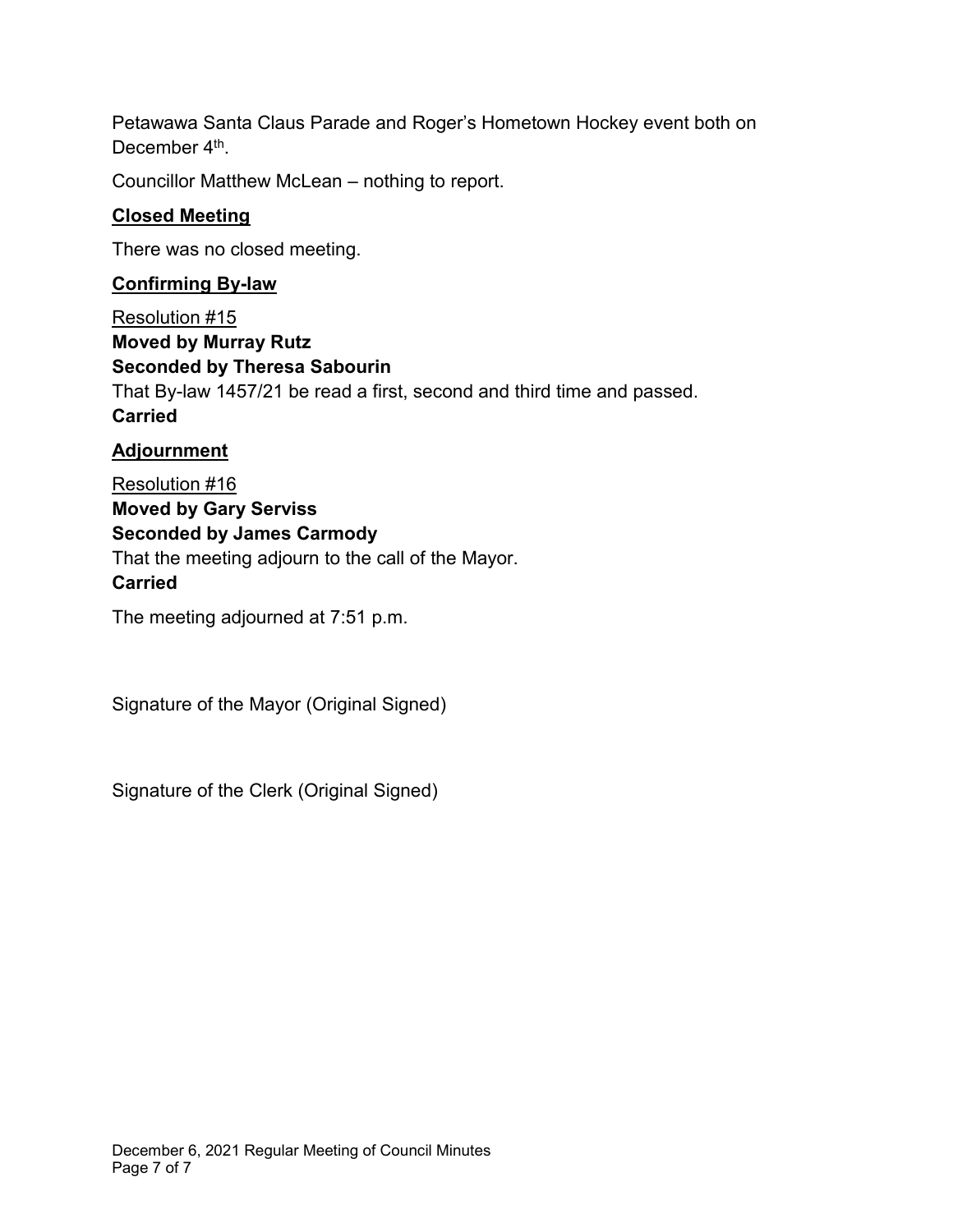Petawawa Santa Claus Parade and Roger's Hometown Hockey event both on December 4th.

Councillor Matthew McLean – nothing to report.

**Closed Meeting**

There was no closed meeting.

**Confirming By-law**

Resolution #15
**Moved by Murray Rutz**
**Seconded by Theresa Sabourin**
That By-law 1457/21 be read a first, second and third time and passed.
**Carried**

**Adjournment**

Resolution #16
**Moved by Gary Serviss**
**Seconded by James Carmody**
That the meeting adjourn to the call of the Mayor.
**Carried**

The meeting adjourned at 7:51 p.m.

Signature of the Mayor (Original Signed)

Signature of the Clerk (Original Signed)